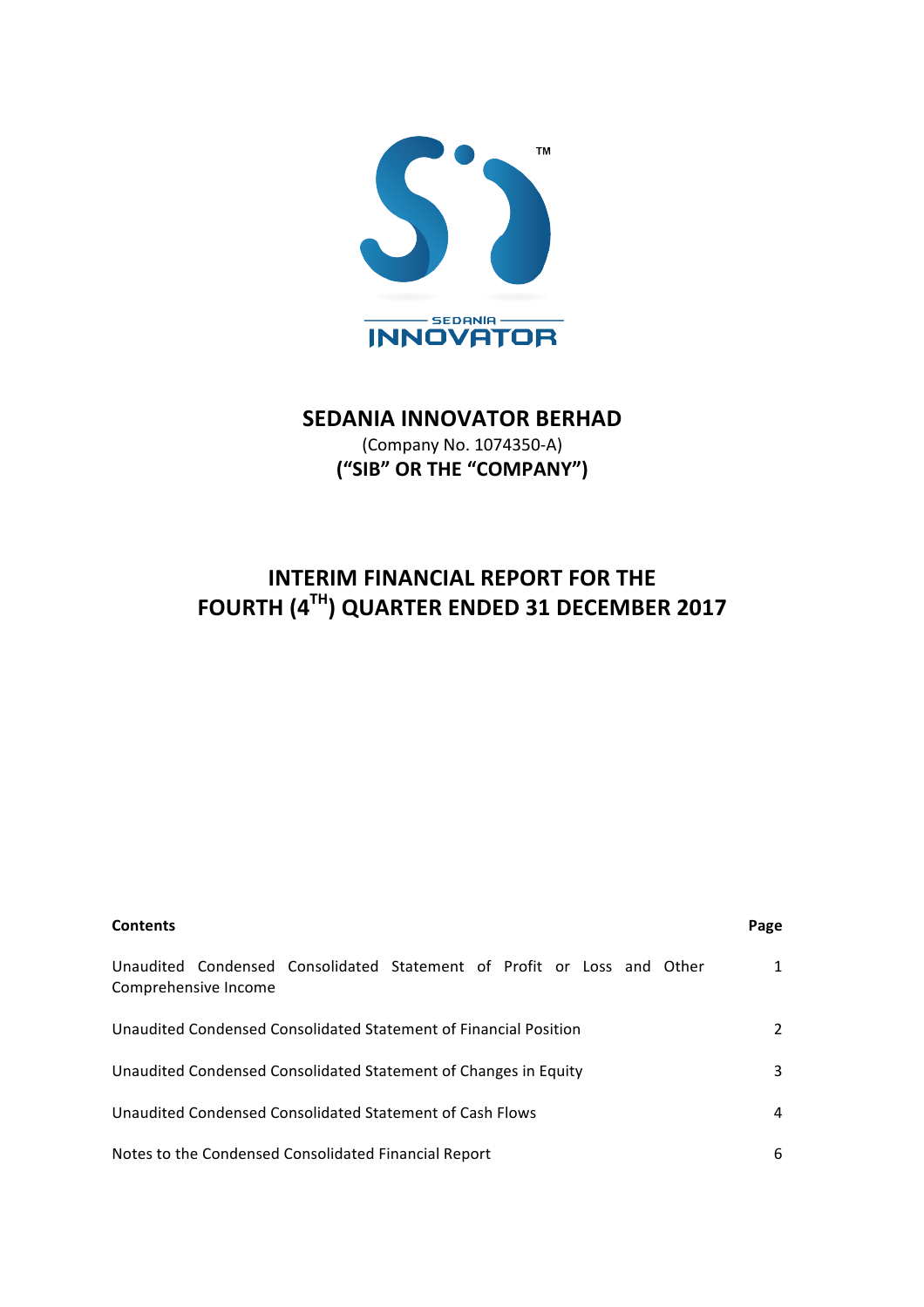# SEDANIA INNOVATOR BERHAD

(Company No. 1074350-A)

**("SIB" OR THE "COMPANY")**

## INTERIM FINANCIAL REPORT FOR THE FOURTH (4TH) QUARTER ENDED 31 DECEMBER 2017

| **Contents** | **Page** |
|---|---|
| Unaudited Condensed Consolidated Statement of Profit or Loss and Other Comprehensive Income | 1 |
| Unaudited Condensed Consolidated Statement of Financial Position | 2 |
| Unaudited Condensed Consolidated Statement of Changes in Equity | 3 |
| Unaudited Condensed Consolidated Statement of Cash Flows | 4 |
| Notes to the Condensed Consolidated Financial Report | 6 |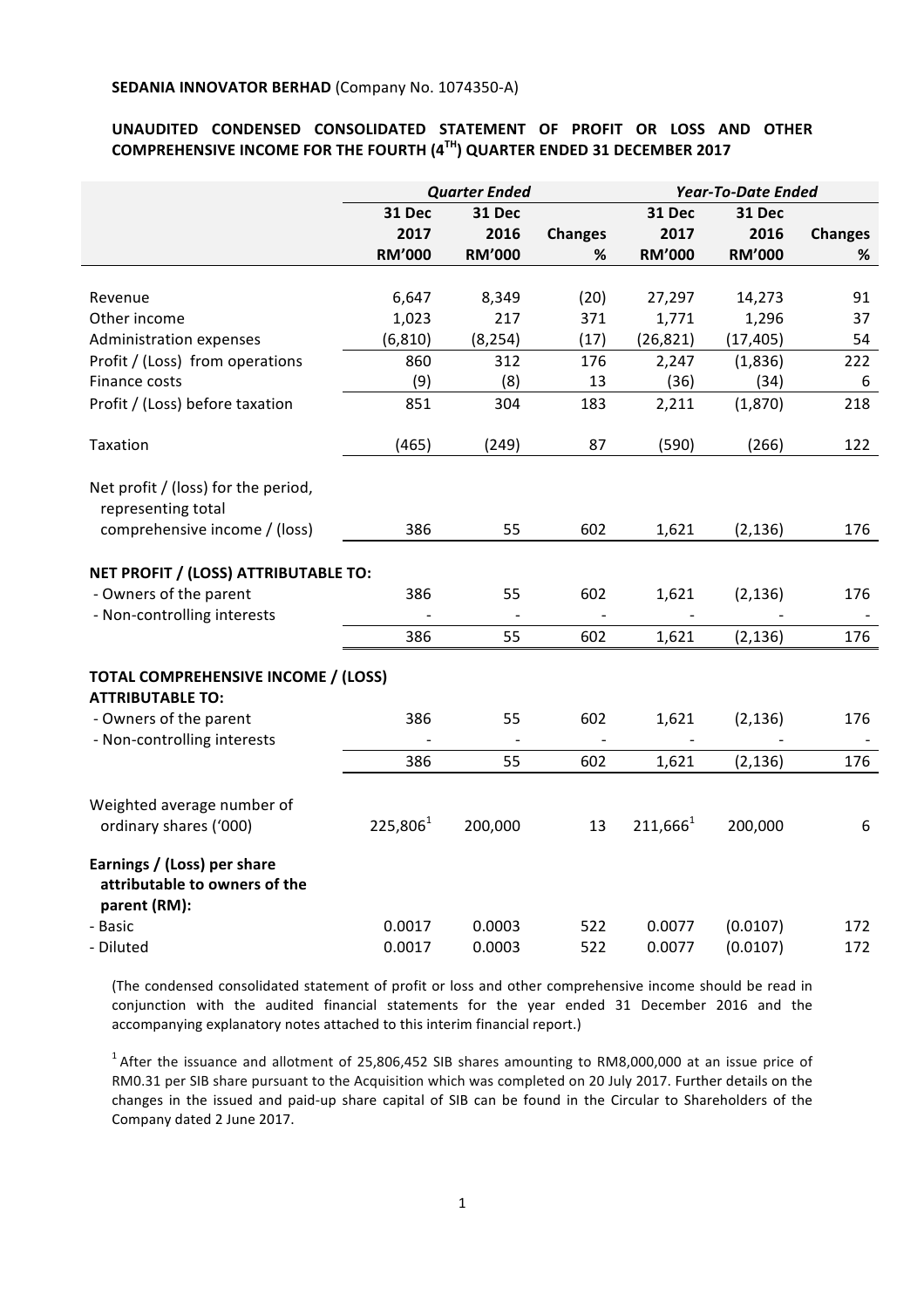**SEDANIA INNOVATOR BERHAD** (Company No. 1074350-A)

## UNAUDITED CONDENSED CONSOLIDATED STATEMENT OF PROFIT OR LOSS AND OTHER COMPREHENSIVE INCOME FOR THE FOURTH (4TH) QUARTER ENDED 31 DECEMBER 2017

| | *Quarter Ended* | | | *Year-To-Date Ended* | | |
|---|---|---|---|---|---|---|
| | **31 Dec 2017 RM'000** | **31 Dec 2016 RM'000** | **Changes %** | **31 Dec 2017 RM'000** | **31 Dec 2016 RM'000** | **Changes %** |
| Revenue | 6,647 | 8,349 | (20) | 27,297 | 14,273 | 91 |
| Other income | 1,023 | 217 | 371 | 1,771 | 1,296 | 37 |
| Administration expenses | (6,810) | (8,254) | (17) | (26,821) | (17,405) | 54 |
| Profit / (Loss) from operations | 860 | 312 | 176 | 2,247 | (1,836) | 222 |
| Finance costs | (9) | (8) | 13 | (36) | (34) | 6 |
| Profit / (Loss) before taxation | 851 | 304 | 183 | 2,211 | (1,870) | 218 |
| Taxation | (465) | (249) | 87 | (590) | (266) | 122 |
| Net profit / (loss) for the period, representing total comprehensive income / (loss) | 386 | 55 | 602 | 1,621 | (2,136) | 176 |
| **NET PROFIT / (LOSS) ATTRIBUTABLE TO:** | | | | | | |
| - Owners of the parent | 386 | 55 | 602 | 1,621 | (2,136) | 176 |
| - Non-controlling interests | - | - | - | - | - | - |
| | 386 | 55 | 602 | 1,621 | (2,136) | 176 |
| **TOTAL COMPREHENSIVE INCOME / (LOSS) ATTRIBUTABLE TO:** | | | | | | |
| - Owners of the parent | 386 | 55 | 602 | 1,621 | (2,136) | 176 |
| - Non-controlling interests | - | - | - | - | - | - |
| | 386 | 55 | 602 | 1,621 | (2,136) | 176 |
| Weighted average number of ordinary shares ('000) | 225,806[1] | 200,000 | 13 | 211,666[1] | 200,000 | 6 |
| **Earnings / (Loss) per share attributable to owners of the parent (RM):** | | | | | | |
| - Basic | 0.0017 | 0.0003 | 522 | 0.0077 | (0.0107) | 172 |
| - Diluted | 0.0017 | 0.0003 | 522 | 0.0077 | (0.0107) | 172 |

(The condensed consolidated statement of profit or loss and other comprehensive income should be read in conjunction with the audited financial statements for the year ended 31 December 2016 and the accompanying explanatory notes attached to this interim financial report.)

[1] After the issuance and allotment of 25,806,452 SIB shares amounting to RM8,000,000 at an issue price of RM0.31 per SIB share pursuant to the Acquisition which was completed on 20 July 2017. Further details on the changes in the issued and paid-up share capital of SIB can be found in the Circular to Shareholders of the Company dated 2 June 2017.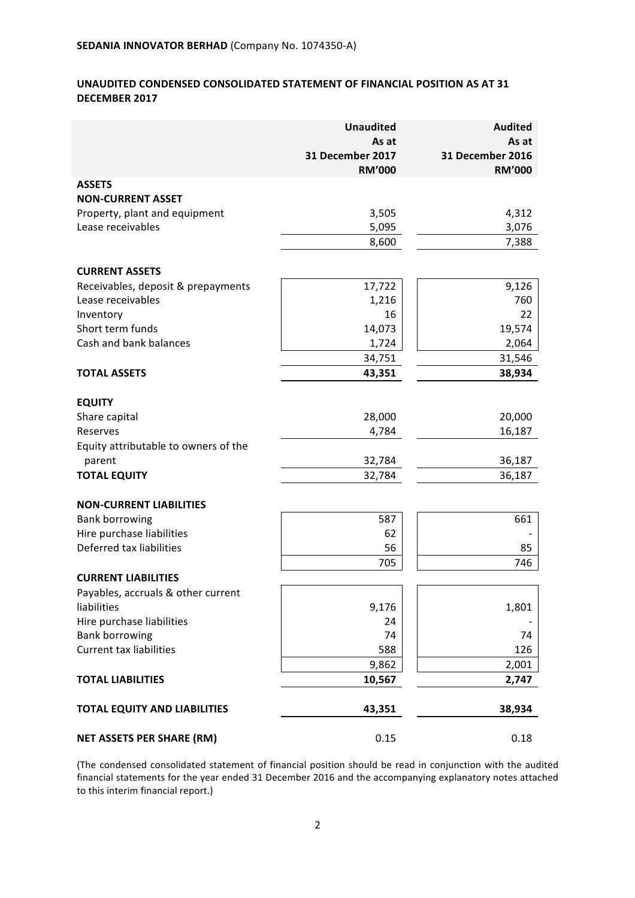**SEDANIA INNOVATOR BERHAD** (Company No. 1074350-A)

## UNAUDITED CONDENSED CONSOLIDATED STATEMENT OF FINANCIAL POSITION AS AT 31 DECEMBER 2017

| | Unaudited As at 31 December 2017 RM'000 | Audited As at 31 December 2016 RM'000 |
|---|---|---|
| **ASSETS** | | |
| **NON-CURRENT ASSET** | | |
| Property, plant and equipment | 3,505 | 4,312 |
| Lease receivables | 5,095 | 3,076 |
| | 8,600 | 7,388 |
| **CURRENT ASSETS** | | |
| Receivables, deposit & prepayments | 17,722 | 9,126 |
| Lease receivables | 1,216 | 760 |
| Inventory | 16 | 22 |
| Short term funds | 14,073 | 19,574 |
| Cash and bank balances | 1,724 | 2,064 |
| | 34,751 | 31,546 |
| **TOTAL ASSETS** | **43,351** | **38,934** |
| **EQUITY** | | |
| Share capital | 28,000 | 20,000 |
| Reserves | 4,784 | 16,187 |
| Equity attributable to owners of the parent | 32,784 | 36,187 |
| **TOTAL EQUITY** | 32,784 | 36,187 |
| **NON-CURRENT LIABILITIES** | | |
| Bank borrowing | 587 | 661 |
| Hire purchase liabilities | 62 | - |
| Deferred tax liabilities | 56 | 85 |
| | 705 | 746 |
| **CURRENT LIABILITIES** | | |
| Payables, accruals & other current liabilities | 9,176 | 1,801 |
| Hire purchase liabilities | 24 | - |
| Bank borrowing | 74 | 74 |
| Current tax liabilities | 588 | 126 |
| | 9,862 | 2,001 |
| **TOTAL LIABILITIES** | **10,567** | **2,747** |
| **TOTAL EQUITY AND LIABILITIES** | **43,351** | **38,934** |
| **NET ASSETS PER SHARE (RM)** | 0.15 | 0.18 |

(The condensed consolidated statement of financial position should be read in conjunction with the audited financial statements for the year ended 31 December 2016 and the accompanying explanatory notes attached to this interim financial report.)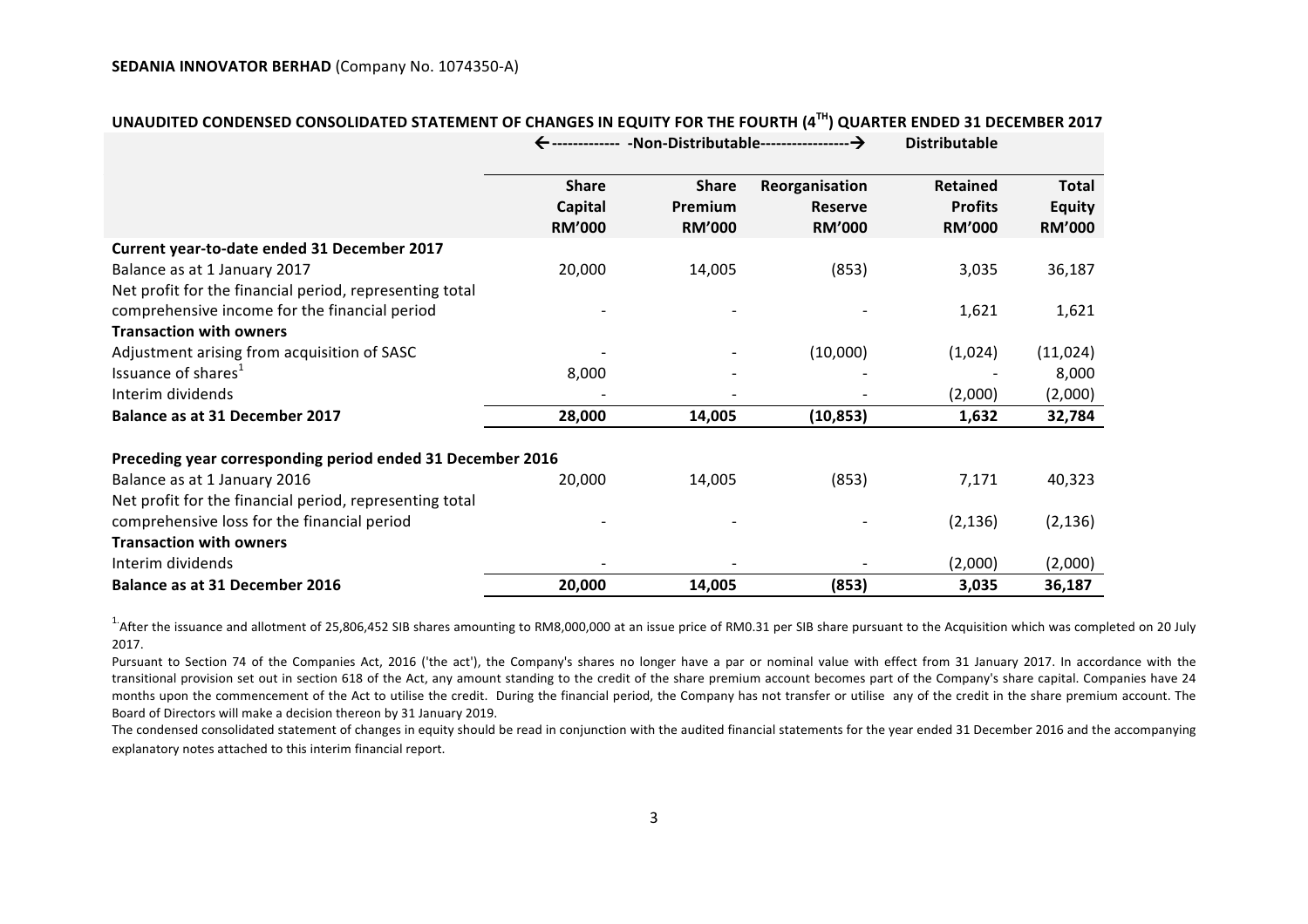**SEDANIA INNOVATOR BERHAD** (Company No. 1074350-A)

## UNAUDITED CONDENSED CONSOLIDATED STATEMENT OF CHANGES IN EQUITY FOR THE FOURTH (4TH) QUARTER ENDED 31 DECEMBER 2017

| | ←------------- -Non-Distributable-----------------→ | | | Distributable | |
|---|---|---|---|---|---|
| | **Share Capital RM'000** | **Share Premium RM'000** | **Reorganisation Reserve RM'000** | **Retained Profits RM'000** | **Total Equity RM'000** |
| **Current year-to-date ended 31 December 2017** | | | | | |
| Balance as at 1 January 2017 | 20,000 | 14,005 | (853) | 3,035 | 36,187 |
| Net profit for the financial period, representing total comprehensive income for the financial period | - | - | - | 1,621 | 1,621 |
| **Transaction with owners** | | | | | |
| Adjustment arising from acquisition of SASC | - | - | (10,000) | (1,024) | (11,024) |
| Issuance of shares[1] | 8,000 | - | - | - | 8,000 |
| Interim dividends | - | - | - | (2,000) | (2,000) |
| **Balance as at 31 December 2017** | **28,000** | **14,005** | **(10,853)** | **1,632** | **32,784** |
| | | | | | |
| **Preceding year corresponding period ended 31 December 2016** | | | | | |
| Balance as at 1 January 2016 | 20,000 | 14,005 | (853) | 7,171 | 40,323 |
| Net profit for the financial period, representing total comprehensive loss for the financial period | - | - | - | (2,136) | (2,136) |
| **Transaction with owners** | | | | | |
| Interim dividends | - | - | - | (2,000) | (2,000) |
| **Balance as at 31 December 2016** | **20,000** | **14,005** | **(853)** | **3,035** | **36,187** |

[1] After the issuance and allotment of 25,806,452 SIB shares amounting to RM8,000,000 at an issue price of RM0.31 per SIB share pursuant to the Acquisition which was completed on 20 July 2017.

Pursuant to Section 74 of the Companies Act, 2016 ('the act'), the Company's shares no longer have a par or nominal value with effect from 31 January 2017. In accordance with the transitional provision set out in section 618 of the Act, any amount standing to the credit of the share premium account becomes part of the Company's share capital. Companies have 24 months upon the commencement of the Act to utilise the credit. During the financial period, the Company has not transfer or utilise any of the credit in the share premium account. The Board of Directors will make a decision thereon by 31 January 2019.

The condensed consolidated statement of changes in equity should be read in conjunction with the audited financial statements for the year ended 31 December 2016 and the accompanying explanatory notes attached to this interim financial report.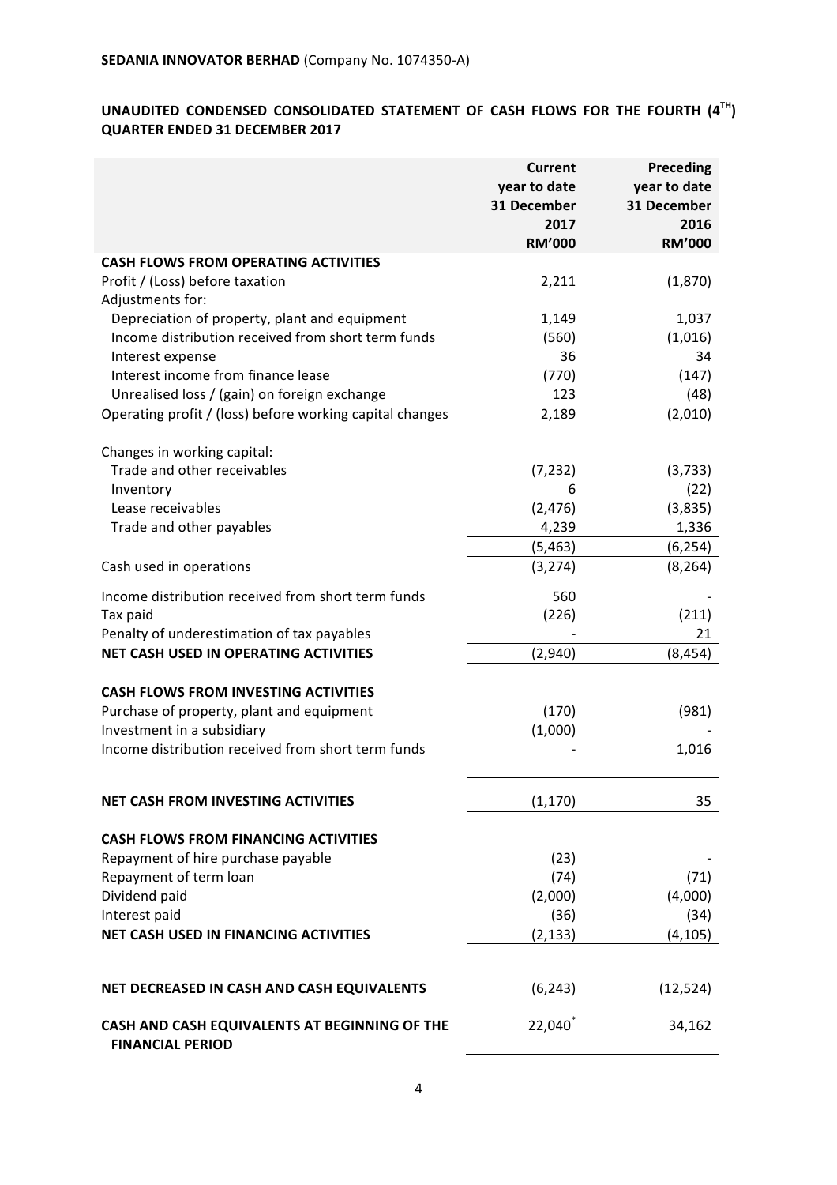**SEDANIA INNOVATOR BERHAD** (Company No. 1074350-A)

**UNAUDITED CONDENSED CONSOLIDATED STATEMENT OF CASH FLOWS FOR THE FOURTH (4[TH]) QUARTER ENDED 31 DECEMBER 2017**

| | Current year to date 31 December 2017 RM'000 | Preceding year to date 31 December 2016 RM'000 |
|---|---|---|
| **CASH FLOWS FROM OPERATING ACTIVITIES** | | |
| Profit / (Loss) before taxation | 2,211 | (1,870) |
| Adjustments for: | | |
| Depreciation of property, plant and equipment | 1,149 | 1,037 |
| Income distribution received from short term funds | (560) | (1,016) |
| Interest expense | 36 | 34 |
| Interest income from finance lease | (770) | (147) |
| Unrealised loss / (gain) on foreign exchange | 123 | (48) |
| Operating profit / (loss) before working capital changes | 2,189 | (2,010) |
| | | |
| Changes in working capital: | | |
| Trade and other receivables | (7,232) | (3,733) |
| Inventory | 6 | (22) |
| Lease receivables | (2,476) | (3,835) |
| Trade and other payables | 4,239 | 1,336 |
| | (5,463) | (6,254) |
| Cash used in operations | (3,274) | (8,264) |
| | | |
| Income distribution received from short term funds | 560 | - |
| Tax paid | (226) | (211) |
| Penalty of underestimation of tax payables | - | 21 |
| **NET CASH USED IN OPERATING ACTIVITIES** | (2,940) | (8,454) |
| | | |
| **CASH FLOWS FROM INVESTING ACTIVITIES** | | |
| Purchase of property, plant and equipment | (170) | (981) |
| Investment in a subsidiary | (1,000) | - |
| Income distribution received from short term funds | - | 1,016 |
| | | |
| **NET CASH FROM INVESTING ACTIVITIES** | (1,170) | 35 |
| | | |
| **CASH FLOWS FROM FINANCING ACTIVITIES** | | |
| Repayment of hire purchase payable | (23) | - |
| Repayment of term loan | (74) | (71) |
| Dividend paid | (2,000) | (4,000) |
| Interest paid | (36) | (34) |
| **NET CASH USED IN FINANCING ACTIVITIES** | (2,133) | (4,105) |
| | | |
| **NET DECREASED IN CASH AND CASH EQUIVALENTS** | (6,243) | (12,524) |
| | | |
| **CASH AND CASH EQUIVALENTS AT BEGINNING OF THE FINANCIAL PERIOD** | 22,040* | 34,162 |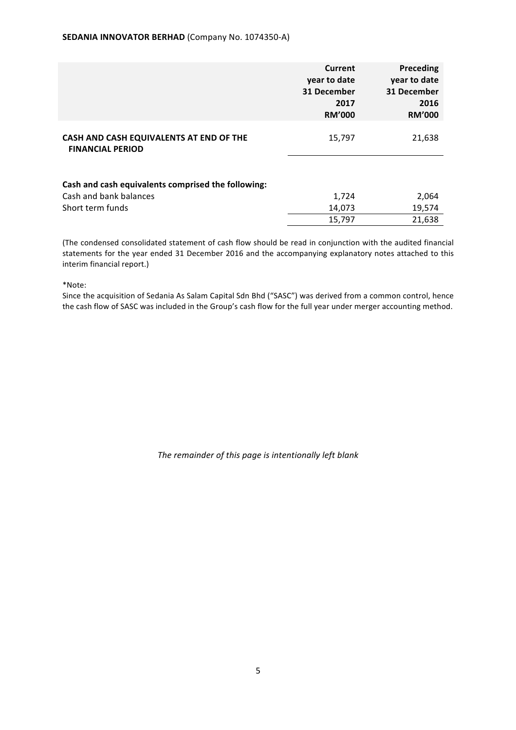| | Current year to date 31 December 2017 RM'000 | Preceding year to date 31 December 2016 RM'000 |
|---|---|---|
| **CASH AND CASH EQUIVALENTS AT END OF THE FINANCIAL PERIOD** | 15,797 | 21,638 |
| | | |
| **Cash and cash equivalents comprised the following:** | | |
| Cash and bank balances | 1,724 | 2,064 |
| Short term funds | 14,073 | 19,574 |
| | 15,797 | 21,638 |

(The condensed consolidated statement of cash flow should be read in conjunction with the audited financial statements for the year ended 31 December 2016 and the accompanying explanatory notes attached to this interim financial report.)

*Note:

Since the acquisition of Sedania As Salam Capital Sdn Bhd ("SASC") was derived from a common control, hence the cash flow of SASC was included in the Group's cash flow for the full year under merger accounting method.

*The remainder of this page is intentionally left blank*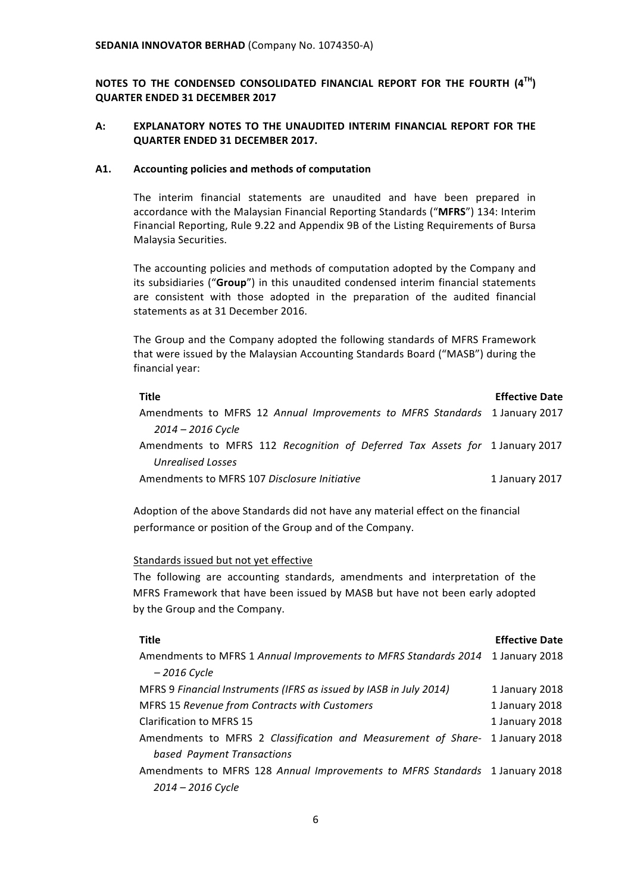**SEDANIA INNOVATOR BERHAD** (Company No. 1074350-A)

**NOTES TO THE CONDENSED CONSOLIDATED FINANCIAL REPORT FOR THE FOURTH (4TH) QUARTER ENDED 31 DECEMBER 2017**

**A: EXPLANATORY NOTES TO THE UNAUDITED INTERIM FINANCIAL REPORT FOR THE QUARTER ENDED 31 DECEMBER 2017.**

**A1. Accounting policies and methods of computation**

The interim financial statements are unaudited and have been prepared in accordance with the Malaysian Financial Reporting Standards ("**MFRS**") 134: Interim Financial Reporting, Rule 9.22 and Appendix 9B of the Listing Requirements of Bursa Malaysia Securities.

The accounting policies and methods of computation adopted by the Company and its subsidiaries ("**Group**") in this unaudited condensed interim financial statements are consistent with those adopted in the preparation of the audited financial statements as at 31 December 2016.

The Group and the Company adopted the following standards of MFRS Framework that were issued by the Malaysian Accounting Standards Board ("MASB") during the financial year:

| **Title** | **Effective Date** |
|---|---|
| Amendments to MFRS 12 *Annual Improvements to MFRS Standards 2014 – 2016 Cycle* | 1 January 2017 |
| Amendments to MFRS 112 *Recognition of Deferred Tax Assets for Unrealised Losses* | 1 January 2017 |
| Amendments to MFRS 107 *Disclosure Initiative* | 1 January 2017 |

Adoption of the above Standards did not have any material effect on the financial performance or position of the Group and of the Company.

Standards issued but not yet effective

The following are accounting standards, amendments and interpretation of the MFRS Framework that have been issued by MASB but have not been early adopted by the Group and the Company.

| **Title** | **Effective Date** |
|---|---|
| Amendments to MFRS 1 *Annual Improvements to MFRS Standards 2014 – 2016 Cycle* | 1 January 2018 |
| MFRS 9 *Financial Instruments (IFRS as issued by IASB in July 2014)* | 1 January 2018 |
| MFRS 15 *Revenue from Contracts with Customers* | 1 January 2018 |
| Clarification to MFRS 15 | 1 January 2018 |
| Amendments to MFRS 2 *Classification and Measurement of Share-based Payment Transactions* | 1 January 2018 |
| Amendments to MFRS 128 *Annual Improvements to MFRS Standards 2014 – 2016 Cycle* | 1 January 2018 |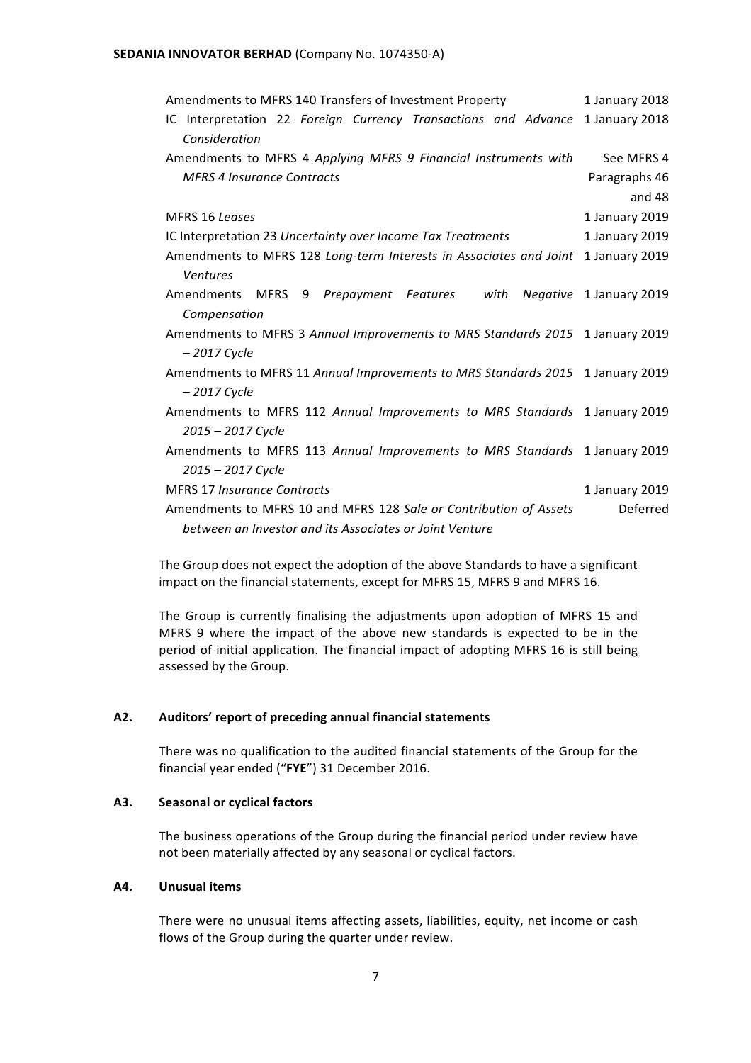| | |
|---|---|
| Amendments to MFRS 140 Transfers of Investment Property | 1 January 2018 |
| IC Interpretation 22 *Foreign Currency Transactions and Advance Consideration* | 1 January 2018 |
| Amendments to MFRS 4 *Applying MFRS 9 Financial Instruments with MFRS 4 Insurance Contracts* | See MFRS 4 Paragraphs 46 and 48 |
| MFRS 16 *Leases* | 1 January 2019 |
| IC Interpretation 23 *Uncertainty over Income Tax Treatments* | 1 January 2019 |
| Amendments to MFRS 128 *Long-term Interests in Associates and Joint Ventures* | 1 January 2019 |
| Amendments MFRS 9 *Prepayment Features with Negative Compensation* | 1 January 2019 |
| Amendments to MFRS 3 *Annual Improvements to MRS Standards 2015 – 2017 Cycle* | 1 January 2019 |
| Amendments to MFRS 11 *Annual Improvements to MRS Standards 2015 – 2017 Cycle* | 1 January 2019 |
| Amendments to MFRS 112 *Annual Improvements to MRS Standards 2015 – 2017 Cycle* | 1 January 2019 |
| Amendments to MFRS 113 *Annual Improvements to MRS Standards 2015 – 2017 Cycle* | 1 January 2019 |
| MFRS 17 *Insurance Contracts* | 1 January 2019 |
| Amendments to MFRS 10 and MFRS 128 *Sale or Contribution of Assets between an Investor and its Associates or Joint Venture* | Deferred |

The Group does not expect the adoption of the above Standards to have a significant impact on the financial statements, except for MFRS 15, MFRS 9 and MFRS 16.

The Group is currently finalising the adjustments upon adoption of MFRS 15 and MFRS 9 where the impact of the above new standards is expected to be in the period of initial application. The financial impact of adopting MFRS 16 is still being assessed by the Group.

## A2. Auditors' report of preceding annual financial statements

There was no qualification to the audited financial statements of the Group for the financial year ended ("**FYE**") 31 December 2016.

## A3. Seasonal or cyclical factors

The business operations of the Group during the financial period under review have not been materially affected by any seasonal or cyclical factors.

## A4. Unusual items

There were no unusual items affecting assets, liabilities, equity, net income or cash flows of the Group during the quarter under review.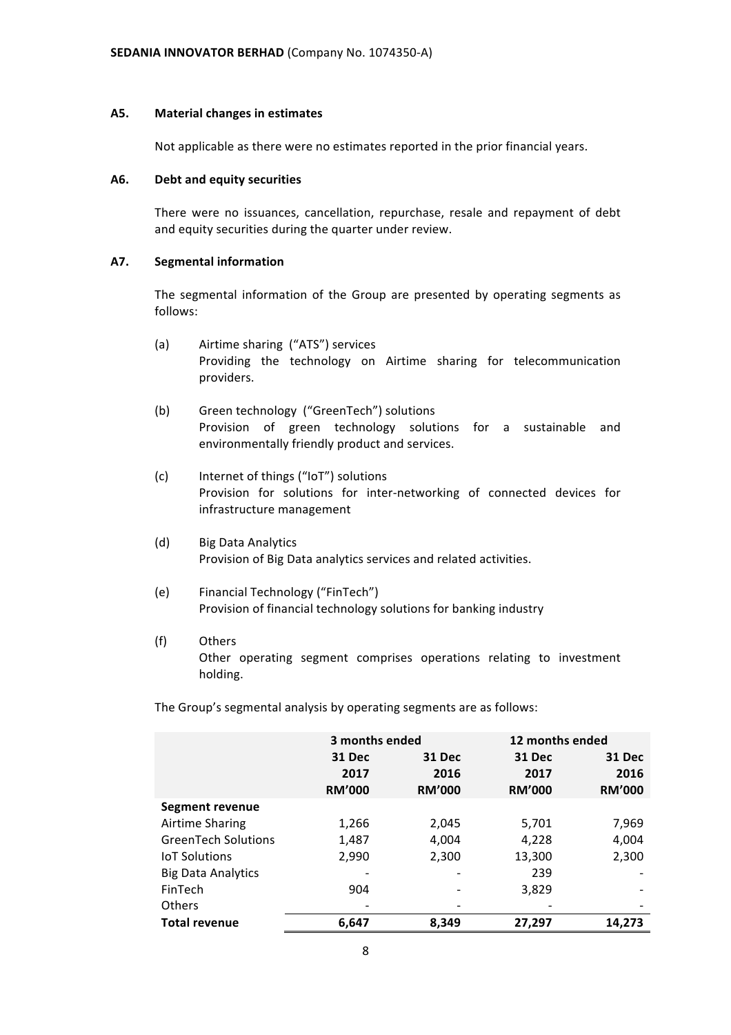**SEDANIA INNOVATOR BERHAD** (Company No. 1074350-A)

## A5. Material changes in estimates

Not applicable as there were no estimates reported in the prior financial years.

## A6. Debt and equity securities

There were no issuances, cancellation, repurchase, resale and repayment of debt and equity securities during the quarter under review.

## A7. Segmental information

The segmental information of the Group are presented by operating segments as follows:

(a) Airtime sharing ("ATS") services
Providing the technology on Airtime sharing for telecommunication providers.

(b) Green technology ("GreenTech") solutions
Provision of green technology solutions for a sustainable and environmentally friendly product and services.

(c) Internet of things ("IoT") solutions
Provision for solutions for inter-networking of connected devices for infrastructure management

(d) Big Data Analytics
Provision of Big Data analytics services and related activities.

(e) Financial Technology ("FinTech")
Provision of financial technology solutions for banking industry

(f) Others
Other operating segment comprises operations relating to investment holding.

The Group's segmental analysis by operating segments are as follows:

| | 3 months ended | | 12 months ended | |
|---|---|---|---|---|
| | 31 Dec 2017 RM'000 | 31 Dec 2016 RM'000 | 31 Dec 2017 RM'000 | 31 Dec 2016 RM'000 |
| **Segment revenue** | | | | |
| Airtime Sharing | 1,266 | 2,045 | 5,701 | 7,969 |
| GreenTech Solutions | 1,487 | 4,004 | 4,228 | 4,004 |
| IoT Solutions | 2,990 | 2,300 | 13,300 | 2,300 |
| Big Data Analytics | - | - | 239 | - |
| FinTech | 904 | - | 3,829 | - |
| Others | - | - | - | - |
| **Total revenue** | **6,647** | **8,349** | **27,297** | **14,273** |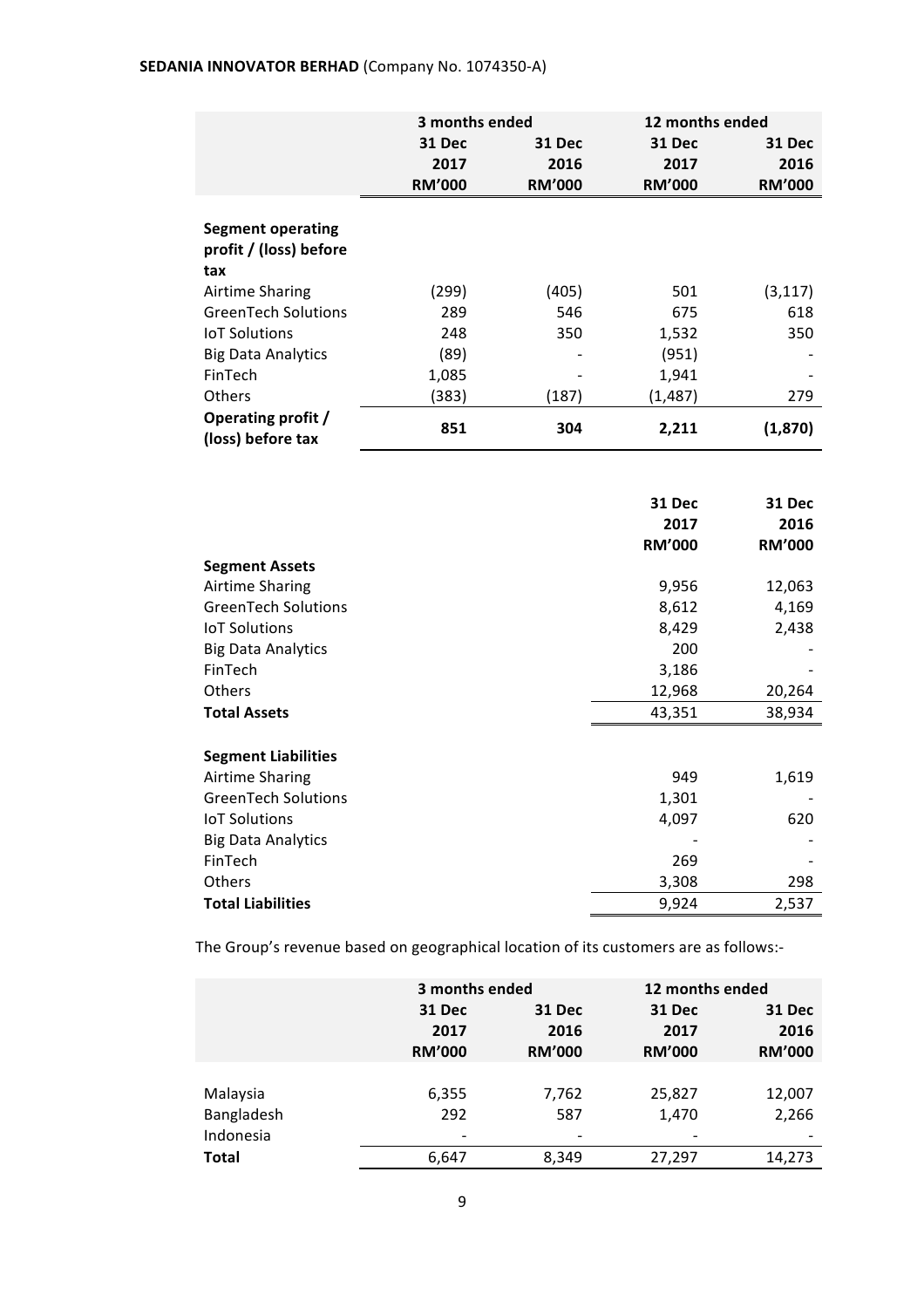**SEDANIA INNOVATOR BERHAD** (Company No. 1074350-A)

| | 3 months ended | | 12 months ended | |
|---|---|---|---|---|
| | 31 Dec 2017 RM'000 | 31 Dec 2016 RM'000 | 31 Dec 2017 RM'000 | 31 Dec 2016 RM'000 |
| **Segment operating profit / (loss) before tax** | | | | |
| Airtime Sharing | (299) | (405) | 501 | (3,117) |
| GreenTech Solutions | 289 | 546 | 675 | 618 |
| IoT Solutions | 248 | 350 | 1,532 | 350 |
| Big Data Analytics | (89) | - | (951) | - |
| FinTech | 1,085 | - | 1,941 | - |
| Others | (383) | (187) | (1,487) | 279 |
| **Operating profit / (loss) before tax** | **851** | **304** | **2,211** | **(1,870)** |

| | 31 Dec 2017 RM'000 | 31 Dec 2016 RM'000 |
|---|---|---|
| **Segment Assets** | | |
| Airtime Sharing | 9,956 | 12,063 |
| GreenTech Solutions | 8,612 | 4,169 |
| IoT Solutions | 8,429 | 2,438 |
| Big Data Analytics | 200 | - |
| FinTech | 3,186 | - |
| Others | 12,968 | 20,264 |
| **Total Assets** | 43,351 | 38,934 |
| | | |
| **Segment Liabilities** | | |
| Airtime Sharing | 949 | 1,619 |
| GreenTech Solutions | 1,301 | - |
| IoT Solutions | 4,097 | 620 |
| Big Data Analytics | - | - |
| FinTech | 269 | - |
| Others | 3,308 | 298 |
| **Total Liabilities** | 9,924 | 2,537 |

The Group's revenue based on geographical location of its customers are as follows:-

| | 3 months ended | | 12 months ended | |
|---|---|---|---|---|
| | 31 Dec 2017 RM'000 | 31 Dec 2016 RM'000 | 31 Dec 2017 RM'000 | 31 Dec 2016 RM'000 |
| Malaysia | 6,355 | 7,762 | 25,827 | 12,007 |
| Bangladesh | 292 | 587 | 1,470 | 2,266 |
| Indonesia | - | - | - | - |
| **Total** | 6,647 | 8,349 | 27,297 | 14,273 |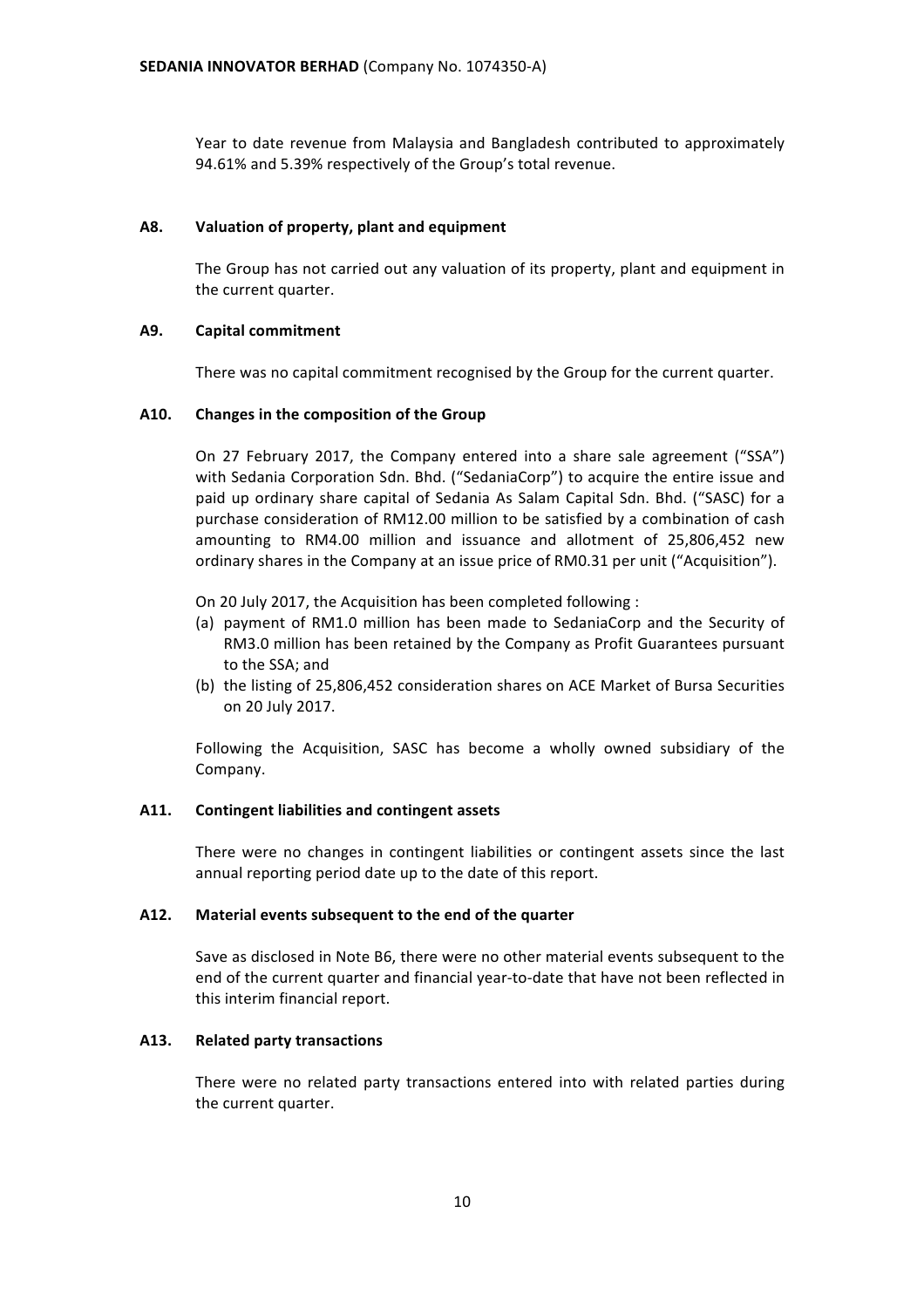Year to date revenue from Malaysia and Bangladesh contributed to approximately 94.61% and 5.39% respectively of the Group's total revenue.

### A8. Valuation of property, plant and equipment

The Group has not carried out any valuation of its property, plant and equipment in the current quarter.

### A9. Capital commitment

There was no capital commitment recognised by the Group for the current quarter.

### A10. Changes in the composition of the Group

On 27 February 2017, the Company entered into a share sale agreement ("SSA") with Sedania Corporation Sdn. Bhd. ("SedaniaCorp") to acquire the entire issue and paid up ordinary share capital of Sedania As Salam Capital Sdn. Bhd. ("SASC) for a purchase consideration of RM12.00 million to be satisfied by a combination of cash amounting to RM4.00 million and issuance and allotment of 25,806,452 new ordinary shares in the Company at an issue price of RM0.31 per unit ("Acquisition").

On 20 July 2017, the Acquisition has been completed following :

(a) payment of RM1.0 million has been made to SedaniaCorp and the Security of RM3.0 million has been retained by the Company as Profit Guarantees pursuant to the SSA; and
(b) the listing of 25,806,452 consideration shares on ACE Market of Bursa Securities on 20 July 2017.

Following the Acquisition, SASC has become a wholly owned subsidiary of the Company.

### A11. Contingent liabilities and contingent assets

There were no changes in contingent liabilities or contingent assets since the last annual reporting period date up to the date of this report.

### A12. Material events subsequent to the end of the quarter

Save as disclosed in Note B6, there were no other material events subsequent to the end of the current quarter and financial year-to-date that have not been reflected in this interim financial report.

### A13. Related party transactions

There were no related party transactions entered into with related parties during the current quarter.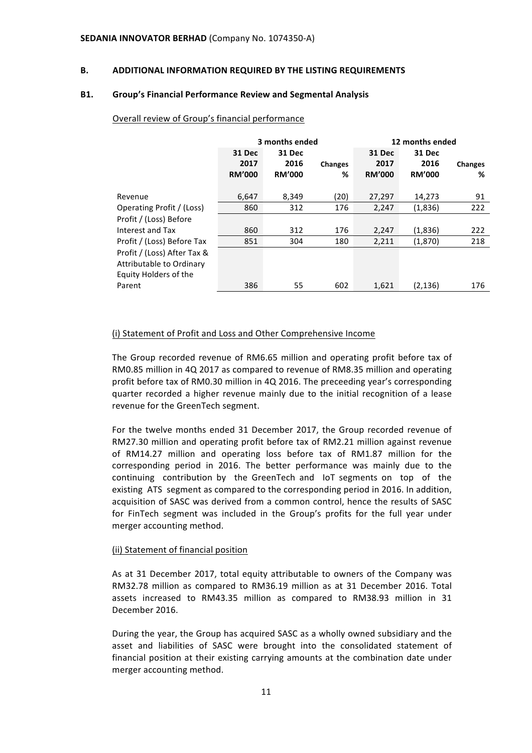**SEDANIA INNOVATOR BERHAD** (Company No. 1074350-A)

## B. ADDITIONAL INFORMATION REQUIRED BY THE LISTING REQUIREMENTS

### B1. Group's Financial Performance Review and Segmental Analysis

Overall review of Group's financial performance

| | 3 months ended | | | 12 months ended | | |
|---|---|---|---|---|---|---|
| | 31 Dec 2017 RM'000 | 31 Dec 2016 RM'000 | Changes % | 31 Dec 2017 RM'000 | 31 Dec 2016 RM'000 | Changes % |
| Revenue | 6,647 | 8,349 | (20) | 27,297 | 14,273 | 91 |
| Operating Profit / (Loss) | 860 | 312 | 176 | 2,247 | (1,836) | 222 |
| Profit / (Loss) Before Interest and Tax | 860 | 312 | 176 | 2,247 | (1,836) | 222 |
| Profit / (Loss) Before Tax | 851 | 304 | 180 | 2,211 | (1,870) | 218 |
| Profit / (Loss) After Tax & Attributable to Ordinary Equity Holders of the Parent | 386 | 55 | 602 | 1,621 | (2,136) | 176 |

(i) Statement of Profit and Loss and Other Comprehensive Income

The Group recorded revenue of RM6.65 million and operating profit before tax of RM0.85 million in 4Q 2017 as compared to revenue of RM8.35 million and operating profit before tax of RM0.30 million in 4Q 2016. The preceeding year's corresponding quarter recorded a higher revenue mainly due to the initial recognition of a lease revenue for the GreenTech segment.

For the twelve months ended 31 December 2017, the Group recorded revenue of RM27.30 million and operating profit before tax of RM2.21 million against revenue of RM14.27 million and operating loss before tax of RM1.87 million for the corresponding period in 2016. The better performance was mainly due to the continuing contribution by the GreenTech and IoT segments on top of the existing ATS segment as compared to the corresponding period in 2016. In addition, acquisition of SASC was derived from a common control, hence the results of SASC for FinTech segment was included in the Group's profits for the full year under merger accounting method.

(ii) Statement of financial position

As at 31 December 2017, total equity attributable to owners of the Company was RM32.78 million as compared to RM36.19 million as at 31 December 2016. Total assets increased to RM43.35 million as compared to RM38.93 million in 31 December 2016.

During the year, the Group has acquired SASC as a wholly owned subsidiary and the asset and liabilities of SASC were brought into the consolidated statement of financial position at their existing carrying amounts at the combination date under merger accounting method.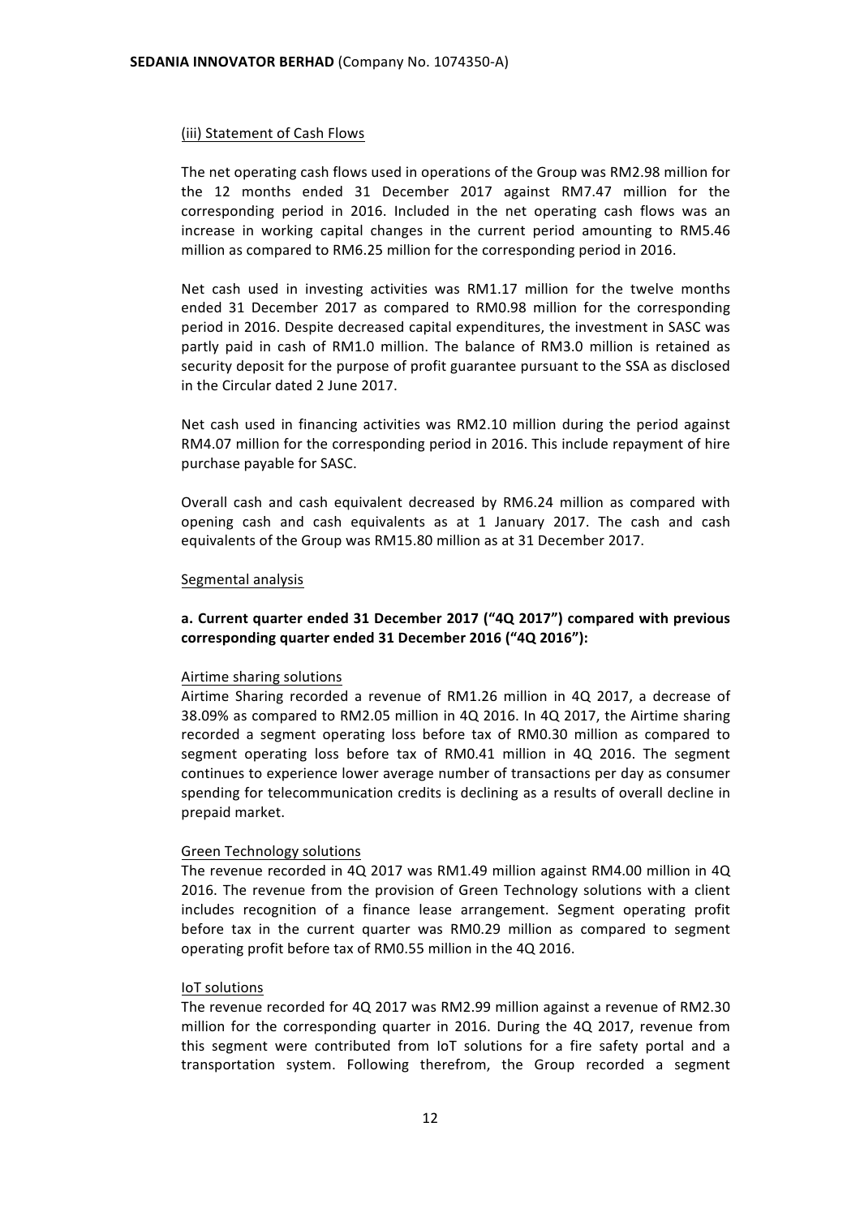(iii) Statement of Cash Flows

The net operating cash flows used in operations of the Group was RM2.98 million for the 12 months ended 31 December 2017 against RM7.47 million for the corresponding period in 2016. Included in the net operating cash flows was an increase in working capital changes in the current period amounting to RM5.46 million as compared to RM6.25 million for the corresponding period in 2016.

Net cash used in investing activities was RM1.17 million for the twelve months ended 31 December 2017 as compared to RM0.98 million for the corresponding period in 2016. Despite decreased capital expenditures, the investment in SASC was partly paid in cash of RM1.0 million. The balance of RM3.0 million is retained as security deposit for the purpose of profit guarantee pursuant to the SSA as disclosed in the Circular dated 2 June 2017.

Net cash used in financing activities was RM2.10 million during the period against RM4.07 million for the corresponding period in 2016. This include repayment of hire purchase payable for SASC.

Overall cash and cash equivalent decreased by RM6.24 million as compared with opening cash and cash equivalents as at 1 January 2017. The cash and cash equivalents of the Group was RM15.80 million as at 31 December 2017.

Segmental analysis

**a. Current quarter ended 31 December 2017 ("4Q 2017") compared with previous corresponding quarter ended 31 December 2016 ("4Q 2016"):**

Airtime sharing solutions

Airtime Sharing recorded a revenue of RM1.26 million in 4Q 2017, a decrease of 38.09% as compared to RM2.05 million in 4Q 2016. In 4Q 2017, the Airtime sharing recorded a segment operating loss before tax of RM0.30 million as compared to segment operating loss before tax of RM0.41 million in 4Q 2016. The segment continues to experience lower average number of transactions per day as consumer spending for telecommunication credits is declining as a results of overall decline in prepaid market.

Green Technology solutions

The revenue recorded in 4Q 2017 was RM1.49 million against RM4.00 million in 4Q 2016. The revenue from the provision of Green Technology solutions with a client includes recognition of a finance lease arrangement. Segment operating profit before tax in the current quarter was RM0.29 million as compared to segment operating profit before tax of RM0.55 million in the 4Q 2016.

IoT solutions

The revenue recorded for 4Q 2017 was RM2.99 million against a revenue of RM2.30 million for the corresponding quarter in 2016. During the 4Q 2017, revenue from this segment were contributed from IoT solutions for a fire safety portal and a transportation system. Following therefrom, the Group recorded a segment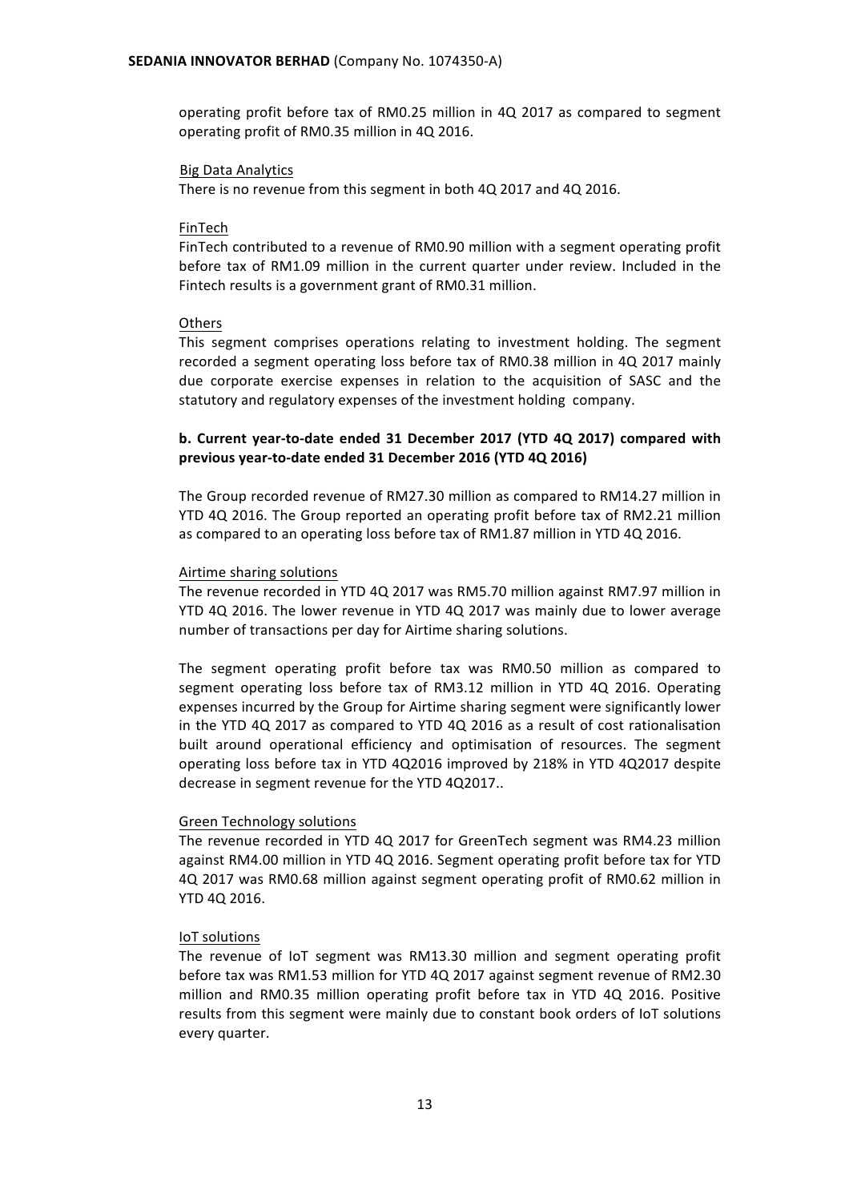operating profit before tax of RM0.25 million in 4Q 2017 as compared to segment operating profit of RM0.35 million in 4Q 2016.

Big Data Analytics

There is no revenue from this segment in both 4Q 2017 and 4Q 2016.

FinTech

FinTech contributed to a revenue of RM0.90 million with a segment operating profit before tax of RM1.09 million in the current quarter under review. Included in the Fintech results is a government grant of RM0.31 million.

Others

This segment comprises operations relating to investment holding. The segment recorded a segment operating loss before tax of RM0.38 million in 4Q 2017 mainly due corporate exercise expenses in relation to the acquisition of SASC and the statutory and regulatory expenses of the investment holding company.

**b. Current year-to-date ended 31 December 2017 (YTD 4Q 2017) compared with previous year-to-date ended 31 December 2016 (YTD 4Q 2016)**

The Group recorded revenue of RM27.30 million as compared to RM14.27 million in YTD 4Q 2016. The Group reported an operating profit before tax of RM2.21 million as compared to an operating loss before tax of RM1.87 million in YTD 4Q 2016.

Airtime sharing solutions

The revenue recorded in YTD 4Q 2017 was RM5.70 million against RM7.97 million in YTD 4Q 2016. The lower revenue in YTD 4Q 2017 was mainly due to lower average number of transactions per day for Airtime sharing solutions.

The segment operating profit before tax was RM0.50 million as compared to segment operating loss before tax of RM3.12 million in YTD 4Q 2016. Operating expenses incurred by the Group for Airtime sharing segment were significantly lower in the YTD 4Q 2017 as compared to YTD 4Q 2016 as a result of cost rationalisation built around operational efficiency and optimisation of resources. The segment operating loss before tax in YTD 4Q2016 improved by 218% in YTD 4Q2017 despite decrease in segment revenue for the YTD 4Q2017..

Green Technology solutions

The revenue recorded in YTD 4Q 2017 for GreenTech segment was RM4.23 million against RM4.00 million in YTD 4Q 2016. Segment operating profit before tax for YTD 4Q 2017 was RM0.68 million against segment operating profit of RM0.62 million in YTD 4Q 2016.

IoT solutions

The revenue of IoT segment was RM13.30 million and segment operating profit before tax was RM1.53 million for YTD 4Q 2017 against segment revenue of RM2.30 million and RM0.35 million operating profit before tax in YTD 4Q 2016. Positive results from this segment were mainly due to constant book orders of IoT solutions every quarter.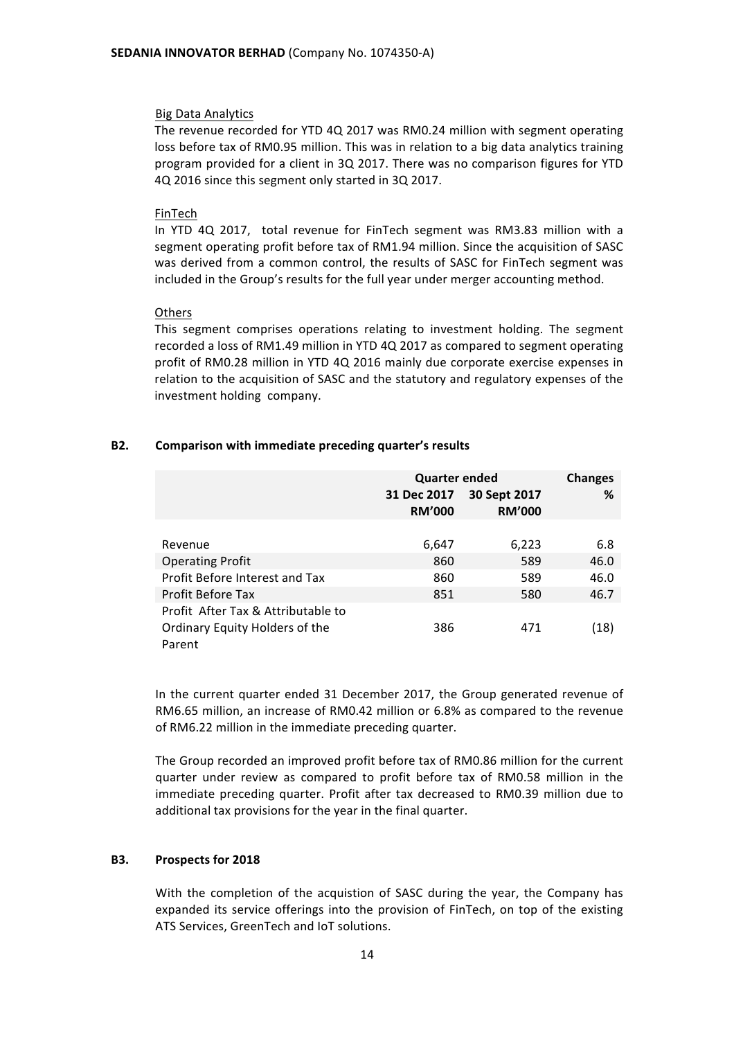Big Data Analytics

The revenue recorded for YTD 4Q 2017 was RM0.24 million with segment operating loss before tax of RM0.95 million. This was in relation to a big data analytics training program provided for a client in 3Q 2017. There was no comparison figures for YTD 4Q 2016 since this segment only started in 3Q 2017.

FinTech

In YTD 4Q 2017, total revenue for FinTech segment was RM3.83 million with a segment operating profit before tax of RM1.94 million. Since the acquisition of SASC was derived from a common control, the results of SASC for FinTech segment was included in the Group's results for the full year under merger accounting method.

Others

This segment comprises operations relating to investment holding. The segment recorded a loss of RM1.49 million in YTD 4Q 2017 as compared to segment operating profit of RM0.28 million in YTD 4Q 2016 mainly due corporate exercise expenses in relation to the acquisition of SASC and the statutory and regulatory expenses of the investment holding company.

## B2. Comparison with immediate preceding quarter's results

| | Quarter ended | | Changes |
|---|---|---|---|
| | 31 Dec 2017 RM'000 | 30 Sept 2017 RM'000 | % |
| Revenue | 6,647 | 6,223 | 6.8 |
| Operating Profit | 860 | 589 | 46.0 |
| Profit Before Interest and Tax | 860 | 589 | 46.0 |
| Profit Before Tax | 851 | 580 | 46.7 |
| Profit After Tax & Attributable to Ordinary Equity Holders of the Parent | 386 | 471 | (18) |

In the current quarter ended 31 December 2017, the Group generated revenue of RM6.65 million, an increase of RM0.42 million or 6.8% as compared to the revenue of RM6.22 million in the immediate preceding quarter.

The Group recorded an improved profit before tax of RM0.86 million for the current quarter under review as compared to profit before tax of RM0.58 million in the immediate preceding quarter. Profit after tax decreased to RM0.39 million due to additional tax provisions for the year in the final quarter.

## B3. Prospects for 2018

With the completion of the acquistion of SASC during the year, the Company has expanded its service offerings into the provision of FinTech, on top of the existing ATS Services, GreenTech and IoT solutions.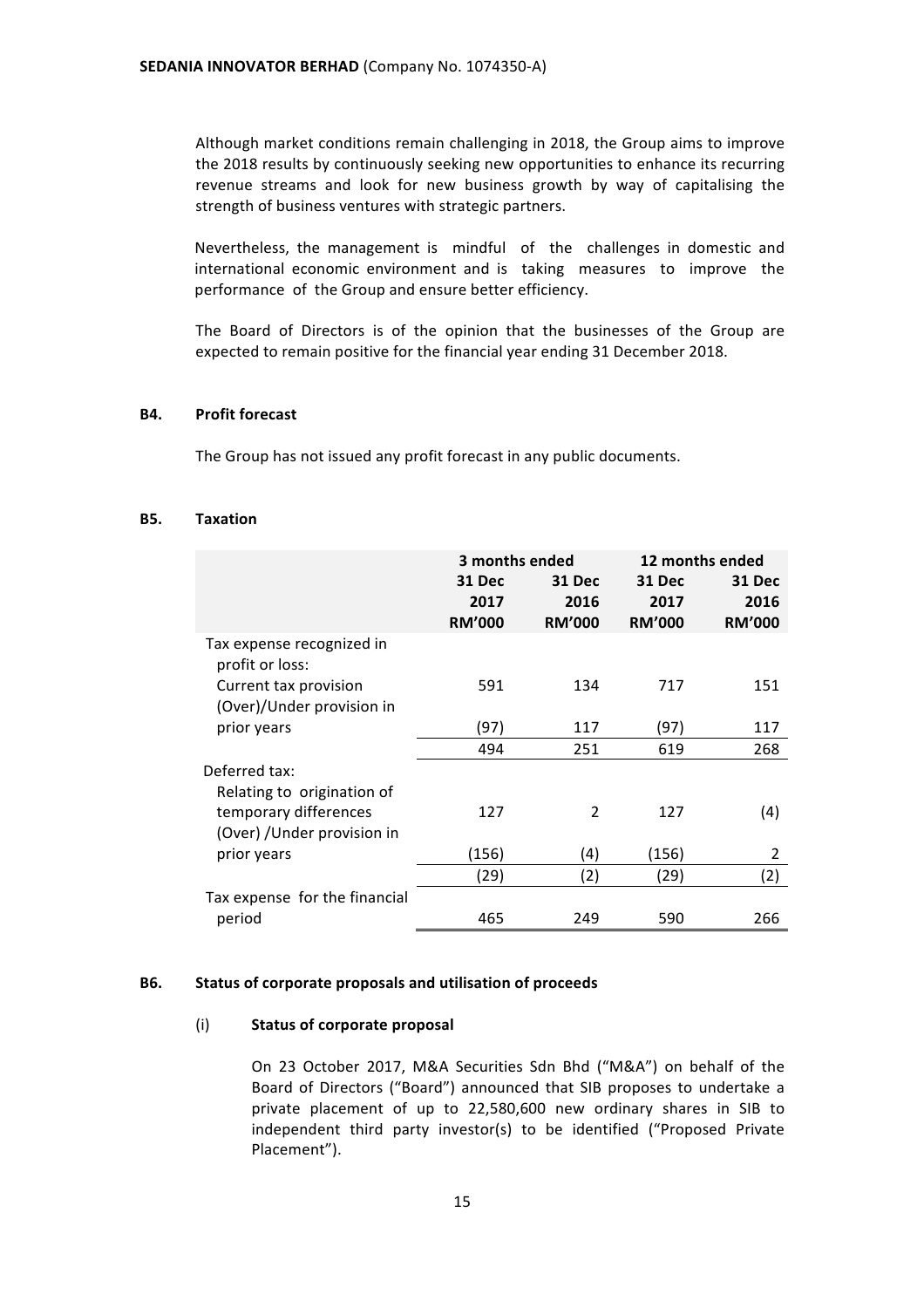Although market conditions remain challenging in 2018, the Group aims to improve the 2018 results by continuously seeking new opportunities to enhance its recurring revenue streams and look for new business growth by way of capitalising the strength of business ventures with strategic partners.

Nevertheless, the management is mindful of the challenges in domestic and international economic environment and is taking measures to improve the performance of the Group and ensure better efficiency.

The Board of Directors is of the opinion that the businesses of the Group are expected to remain positive for the financial year ending 31 December 2018.

## B4. Profit forecast

The Group has not issued any profit forecast in any public documents.

## B5. Taxation

| | 3 months ended | | 12 months ended | |
|---|---|---|---|---|
| | **31 Dec 2017 RM'000** | **31 Dec 2016 RM'000** | **31 Dec 2017 RM'000** | **31 Dec 2016 RM'000** |
| Tax expense recognized in profit or loss: | | | | |
| Current tax provision | 591 | 134 | 717 | 151 |
| (Over)/Under provision in prior years | (97) | 117 | (97) | 117 |
| | 494 | 251 | 619 | 268 |
| Deferred tax: | | | | |
| Relating to origination of temporary differences | 127 | 2 | 127 | (4) |
| (Over) /Under provision in prior years | (156) | (4) | (156) | 2 |
| | (29) | (2) | (29) | (2) |
| Tax expense for the financial period | 465 | 249 | 590 | 266 |

## B6. Status of corporate proposals and utilisation of proceeds

### (i) Status of corporate proposal

On 23 October 2017, M&A Securities Sdn Bhd ("M&A") on behalf of the Board of Directors ("Board") announced that SIB proposes to undertake a private placement of up to 22,580,600 new ordinary shares in SIB to independent third party investor(s) to be identified ("Proposed Private Placement").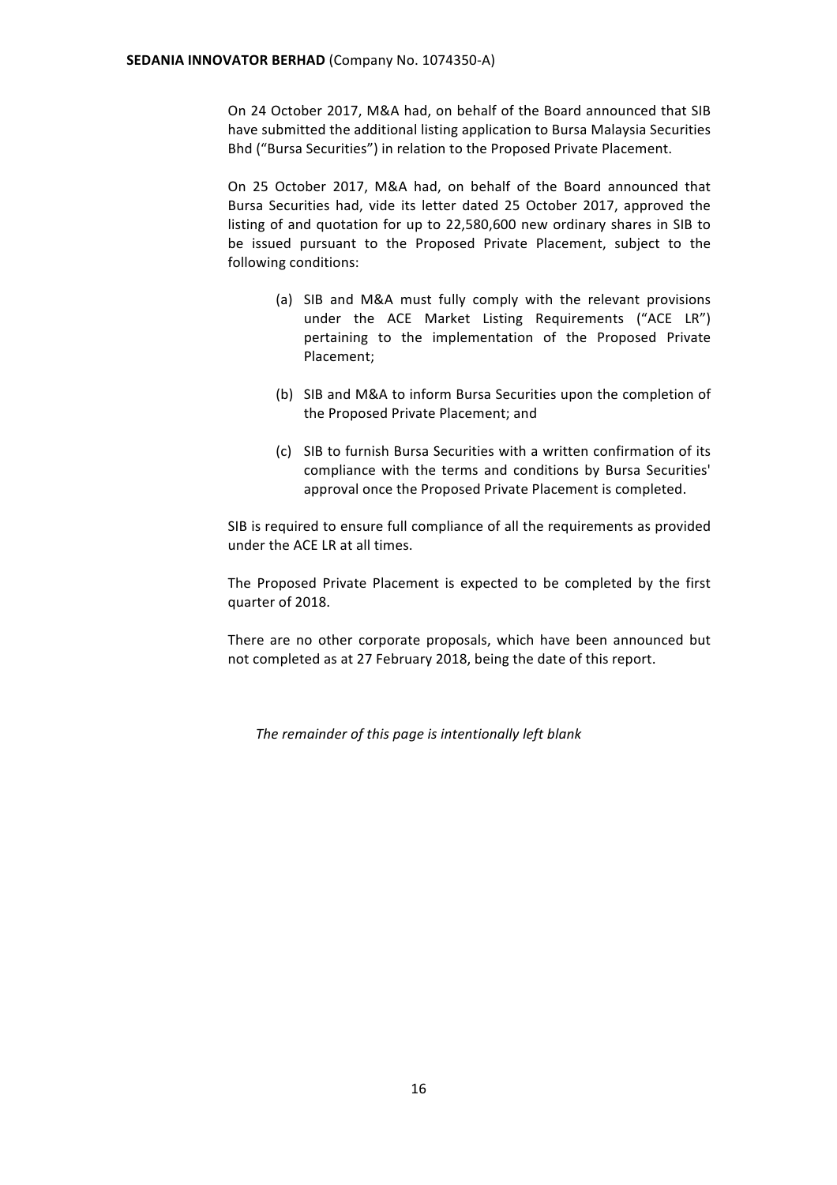On 24 October 2017, M&A had, on behalf of the Board announced that SIB have submitted the additional listing application to Bursa Malaysia Securities Bhd ("Bursa Securities") in relation to the Proposed Private Placement.

On 25 October 2017, M&A had, on behalf of the Board announced that Bursa Securities had, vide its letter dated 25 October 2017, approved the listing of and quotation for up to 22,580,600 new ordinary shares in SIB to be issued pursuant to the Proposed Private Placement, subject to the following conditions:

(a) SIB and M&A must fully comply with the relevant provisions under the ACE Market Listing Requirements ("ACE LR") pertaining to the implementation of the Proposed Private Placement;

(b) SIB and M&A to inform Bursa Securities upon the completion of the Proposed Private Placement; and

(c) SIB to furnish Bursa Securities with a written confirmation of its compliance with the terms and conditions by Bursa Securities' approval once the Proposed Private Placement is completed.

SIB is required to ensure full compliance of all the requirements as provided under the ACE LR at all times.

The Proposed Private Placement is expected to be completed by the first quarter of 2018.

There are no other corporate proposals, which have been announced but not completed as at 27 February 2018, being the date of this report.

*The remainder of this page is intentionally left blank*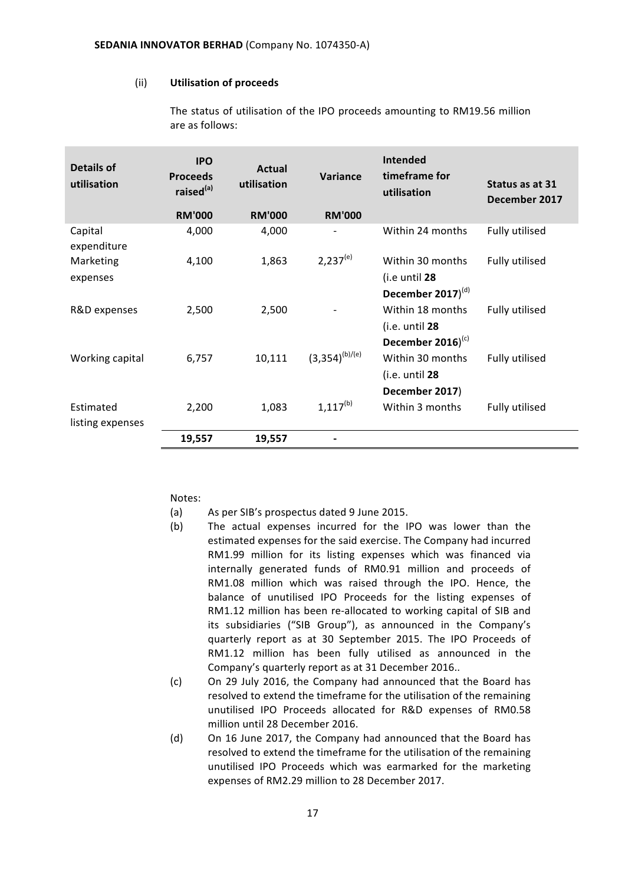### (ii) Utilisation of proceeds

The status of utilisation of the IPO proceeds amounting to RM19.56 million are as follows:

| Details of utilisation | IPO Proceeds raised[(a)] | Actual utilisation | Variance | Intended timeframe for utilisation | Status as at 31 December 2017 |
|---|---|---|---|---|---|
| | RM'000 | RM'000 | RM'000 | | |
| Capital expenditure | 4,000 | 4,000 | - | Within 24 months | Fully utilised |
| Marketing expenses | 4,100 | 1,863 | 2,237[(e)] | Within 30 months (i.e until **28 December 2017**)[(d)] | Fully utilised |
| R&D expenses | 2,500 | 2,500 | - | Within 18 months (i.e. until **28 December 2016**)[(c)] | Fully utilised |
| Working capital | 6,757 | 10,111 | (3,354)[(b)/(e)] | Within 30 months (i.e. until **28 December 2017**) | Fully utilised |
| Estimated listing expenses | 2,200 | 1,083 | 1,117[(b)] | Within 3 months | Fully utilised |
| | **19,557** | **19,557** | **-** | | |

Notes:

(a) As per SIB's prospectus dated 9 June 2015.

(b) The actual expenses incurred for the IPO was lower than the estimated expenses for the said exercise. The Company had incurred RM1.99 million for its listing expenses which was financed via internally generated funds of RM0.91 million and proceeds of RM1.08 million which was raised through the IPO. Hence, the balance of unutilised IPO Proceeds for the listing expenses of RM1.12 million has been re-allocated to working capital of SIB and its subsidiaries ("SIB Group"), as announced in the Company's quarterly report as at 30 September 2015. The IPO Proceeds of RM1.12 million has been fully utilised as announced in the Company's quarterly report as at 31 December 2016..

(c) On 29 July 2016, the Company had announced that the Board has resolved to extend the timeframe for the utilisation of the remaining unutilised IPO Proceeds allocated for R&D expenses of RM0.58 million until 28 December 2016.

(d) On 16 June 2017, the Company had announced that the Board has resolved to extend the timeframe for the utilisation of the remaining unutilised IPO Proceeds which was earmarked for the marketing expenses of RM2.29 million to 28 December 2017.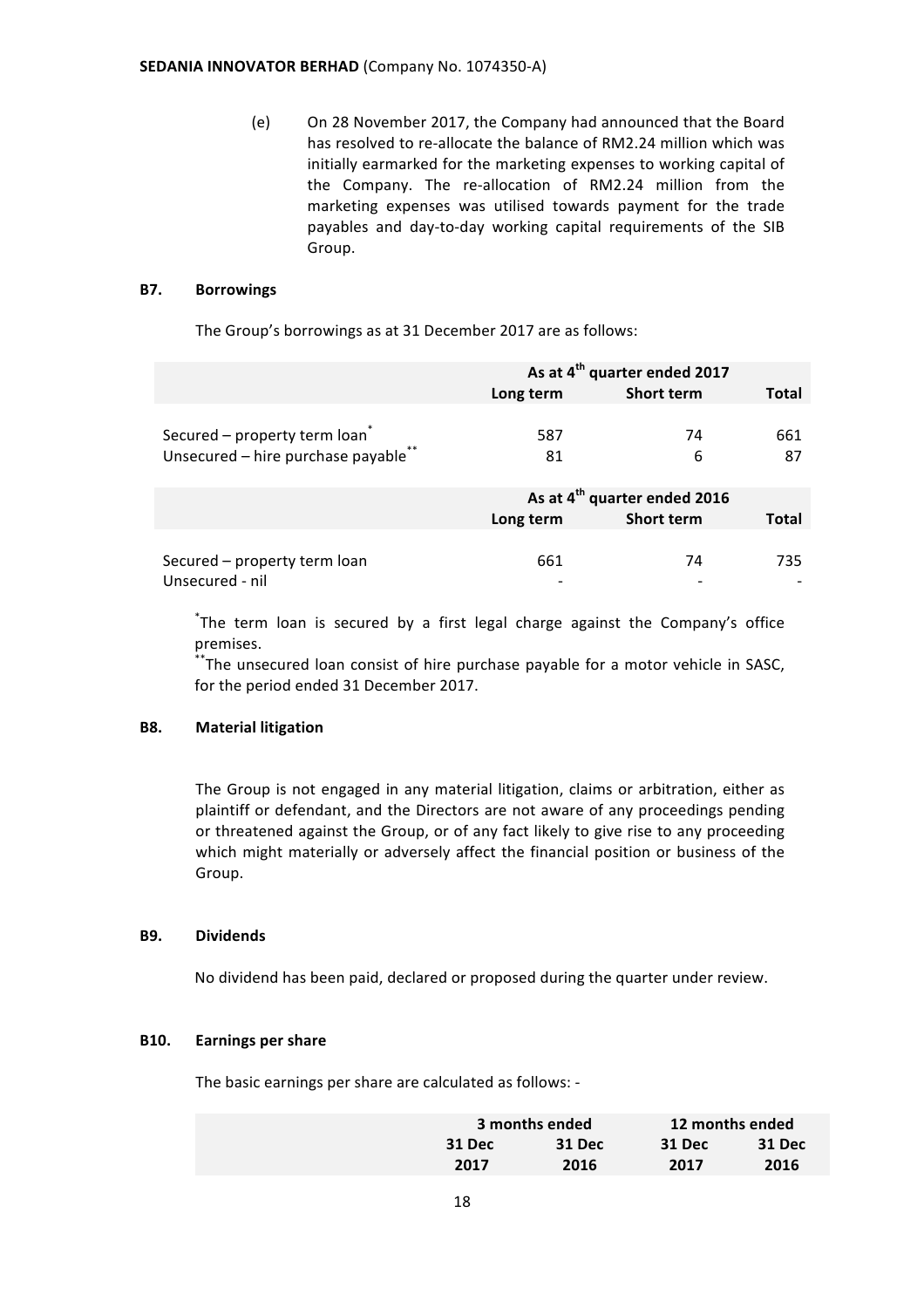(e) On 28 November 2017, the Company had announced that the Board has resolved to re-allocate the balance of RM2.24 million which was initially earmarked for the marketing expenses to working capital of the Company. The re-allocation of RM2.24 million from the marketing expenses was utilised towards payment for the trade payables and day-to-day working capital requirements of the SIB Group.

**B7. Borrowings**

The Group's borrowings as at 31 December 2017 are as follows:

| | As at 4th quarter ended 2017 | | |
|---|---|---|---|
| | **Long term** | **Short term** | **Total** |
| Secured – property term loan* | 587 | 74 | 661 |
| Unsecured – hire purchase payable** | 81 | 6 | 87 |

| | As at 4th quarter ended 2016 | | |
|---|---|---|---|
| | **Long term** | **Short term** | **Total** |
| Secured – property term loan | 661 | 74 | 735 |
| Unsecured - nil | - | - | - |

*The term loan is secured by a first legal charge against the Company's office premises.
**The unsecured loan consist of hire purchase payable for a motor vehicle in SASC, for the period ended 31 December 2017.

**B8. Material litigation**

The Group is not engaged in any material litigation, claims or arbitration, either as plaintiff or defendant, and the Directors are not aware of any proceedings pending or threatened against the Group, or of any fact likely to give rise to any proceeding which might materially or adversely affect the financial position or business of the Group.

**B9. Dividends**

No dividend has been paid, declared or proposed during the quarter under review.

**B10. Earnings per share**

The basic earnings per share are calculated as follows: -

| | 3 months ended | | 12 months ended | |
|---|---|---|---|---|
| | **31 Dec 2017** | **31 Dec 2016** | **31 Dec 2017** | **31 Dec 2016** |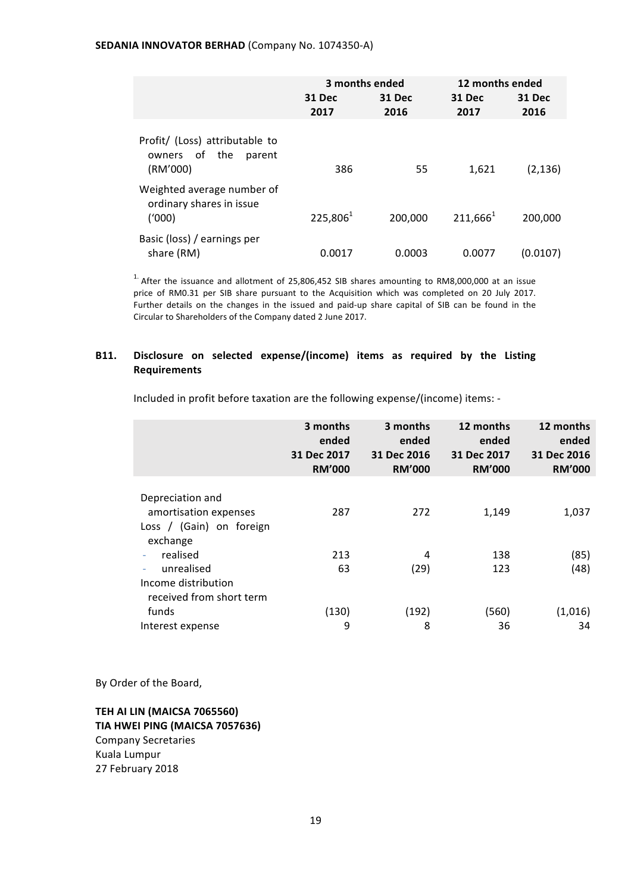| | 3 months ended | | 12 months ended | |
|---|---|---|---|---|
| | 31 Dec 2017 | 31 Dec 2016 | 31 Dec 2017 | 31 Dec 2016 |
| Profit/ (Loss) attributable to owners of the parent (RM'000) | 386 | 55 | 1,621 | (2,136) |
| Weighted average number of ordinary shares in issue ('000) | 225,806[1] | 200,000 | 211,666[1] | 200,000 |
| Basic (loss) / earnings per share (RM) | 0.0017 | 0.0003 | 0.0077 | (0.0107) |

[1.] After the issuance and allotment of 25,806,452 SIB shares amounting to RM8,000,000 at an issue price of RM0.31 per SIB share pursuant to the Acquisition which was completed on 20 July 2017. Further details on the changes in the issued and paid-up share capital of SIB can be found in the Circular to Shareholders of the Company dated 2 June 2017.

## B11. Disclosure on selected expense/(income) items as required by the Listing Requirements

Included in profit before taxation are the following expense/(income) items: -

| | 3 months ended 31 Dec 2017 RM'000 | 3 months ended 31 Dec 2016 RM'000 | 12 months ended 31 Dec 2017 RM'000 | 12 months ended 31 Dec 2016 RM'000 |
|---|---|---|---|---|
| Depreciation and amortisation expenses | 287 | 272 | 1,149 | 1,037 |
| Loss / (Gain) on foreign exchange | | | | |
| - realised | 213 | 4 | 138 | (85) |
| - unrealised | 63 | (29) | 123 | (48) |
| Income distribution received from short term funds | (130) | (192) | (560) | (1,016) |
| Interest expense | 9 | 8 | 36 | 34 |

By Order of the Board,

**TEH AI LIN (MAICSA 7065560)**
**TIA HWEI PING (MAICSA 7057636)**
Company Secretaries
Kuala Lumpur
27 February 2018